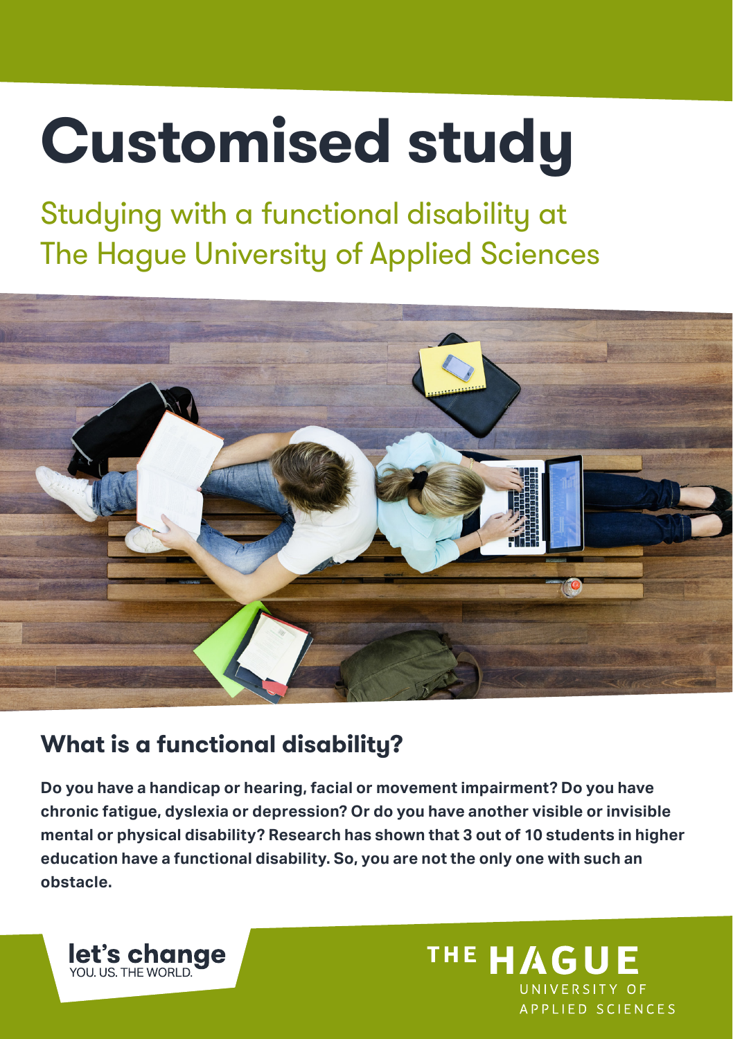# Customised study

## Studying with a functional disability at The Hague University of Applied Sciences

## What is a functional disability?

**Do you have a handicap or hearing, facial or movement impairment? Do you have chronic fatigue, dyslexia or depression? Or do you have another visible or invisible mental or physical disability? Research has shown that 3 out of 10 students in higher education have a functional disability. So, you are not the only one with such an obstacle.**

let's change
YOU. US. THE WORLD.

THE HAGUE UNIVERSITY OF APPLIED SCIENCES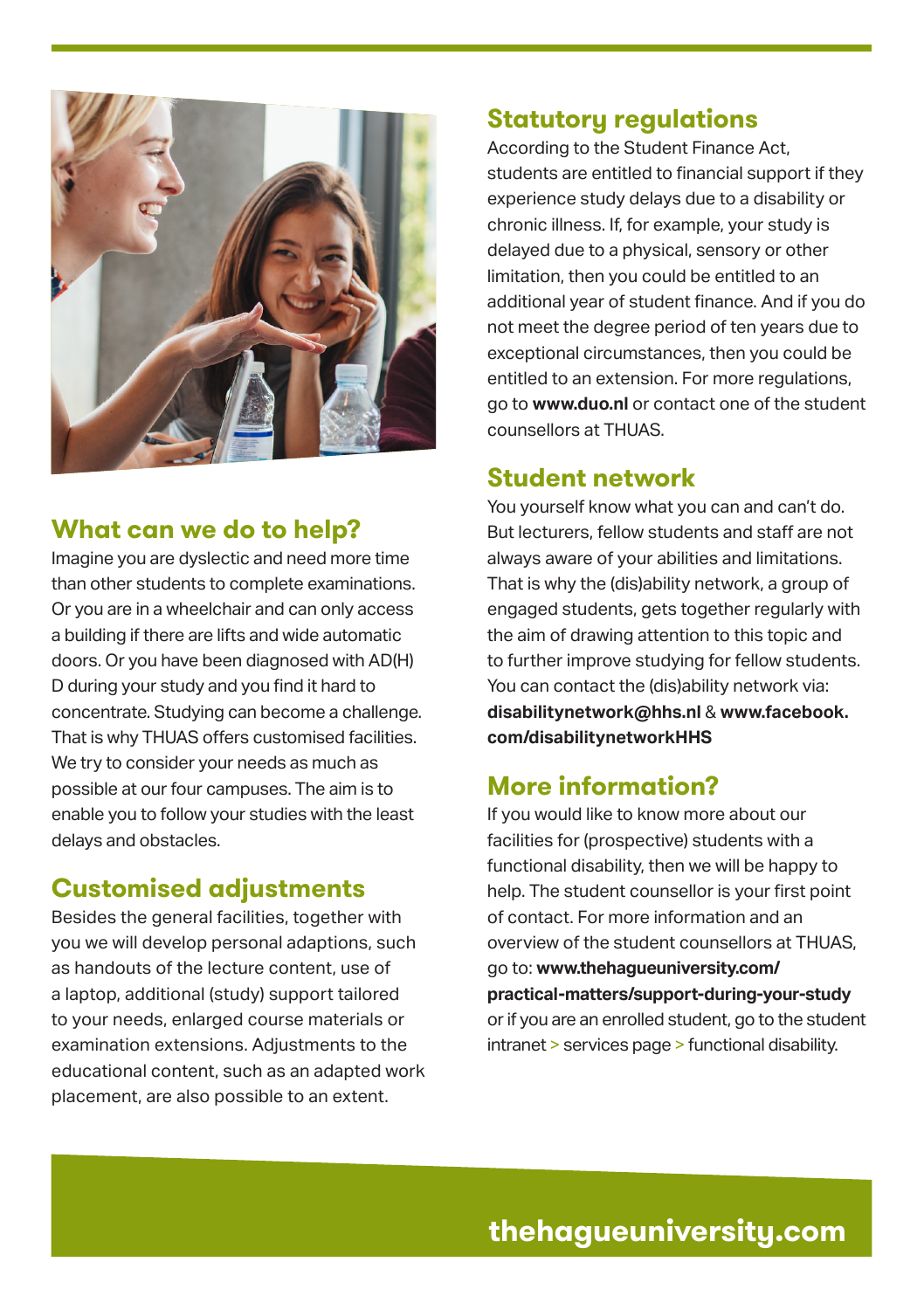## What can we do to help?

Imagine you are dyslectic and need more time than other students to complete examinations. Or you are in a wheelchair and can only access a building if there are lifts and wide automatic doors. Or you have been diagnosed with AD(H)D during your study and you find it hard to concentrate. Studying can become a challenge. That is why THUAS offers customised facilities. We try to consider your needs as much as possible at our four campuses. The aim is to enable you to follow your studies with the least delays and obstacles.

## Customised adjustments

Besides the general facilities, together with you we will develop personal adaptions, such as handouts of the lecture content, use of a laptop, additional (study) support tailored to your needs, enlarged course materials or examination extensions. Adjustments to the educational content, such as an adapted work placement, are also possible to an extent.

## Statutory regulations

According to the Student Finance Act, students are entitled to financial support if they experience study delays due to a disability or chronic illness. If, for example, your study is delayed due to a physical, sensory or other limitation, then you could be entitled to an additional year of student finance. And if you do not meet the degree period of ten years due to exceptional circumstances, then you could be entitled to an extension. For more regulations, go to **www.duo.nl** or contact one of the student counsellors at THUAS.

## Student network

You yourself know what you can and can't do. But lecturers, fellow students and staff are not always aware of your abilities and limitations. That is why the (dis)ability network, a group of engaged students, gets together regularly with the aim of drawing attention to this topic and to further improve studying for fellow students. You can contact the (dis)ability network via: **disabilitynetwork@hhs.nl** & **www.facebook.com/disabilitynetworkHHS**

## More information?

If you would like to know more about our facilities for (prospective) students with a functional disability, then we will be happy to help. The student counsellor is your first point of contact. For more information and an overview of the student counsellors at THUAS, go to: **www.thehagueuniversity.com/practical-matters/support-during-your-study** or if you are an enrolled student, go to the student intranet > services page > functional disability.

**thehagueuniversity.com**